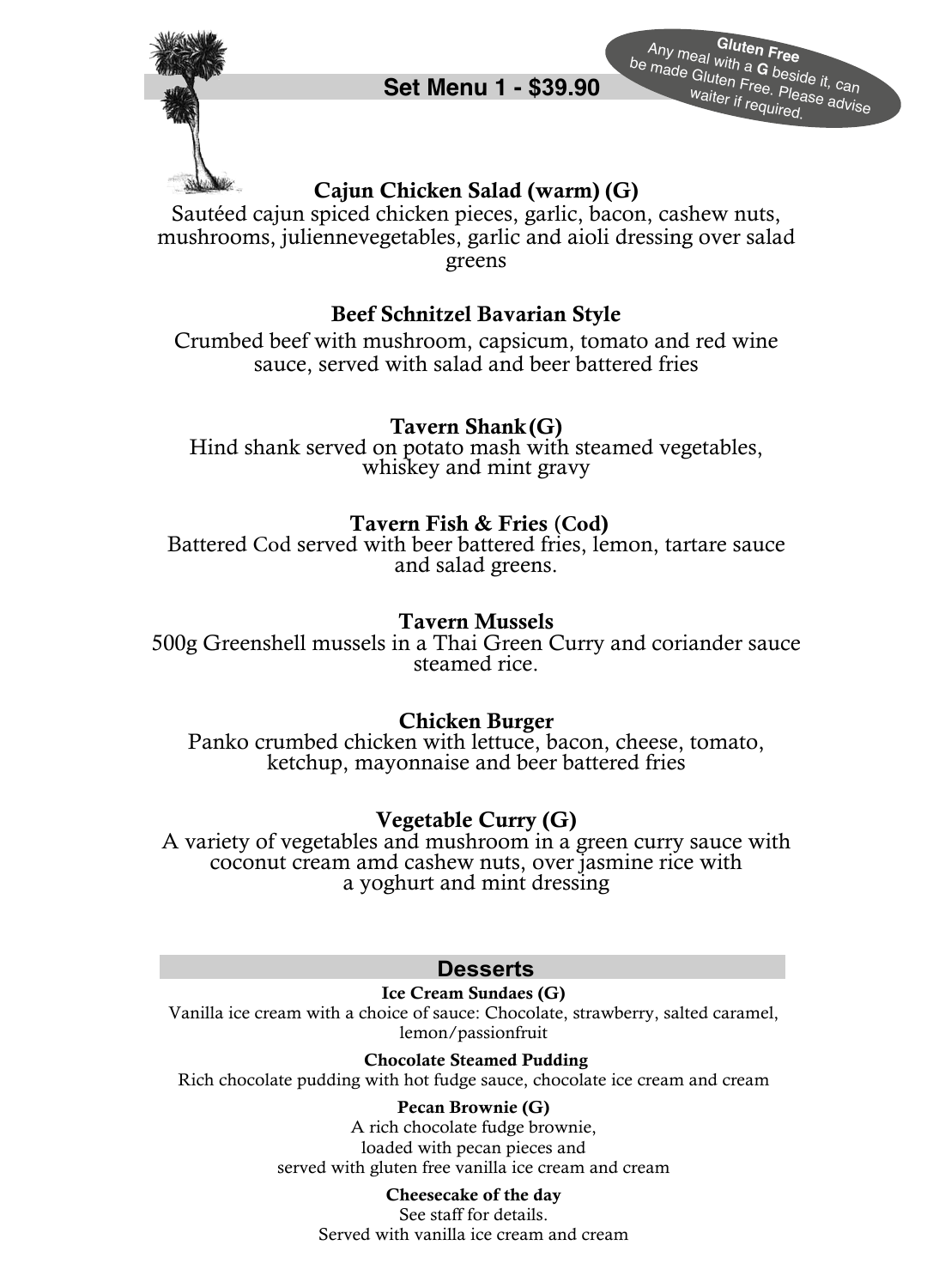**Gluten Free**
Any meal with a **G** beside it, can be made Gluten Free. Please advise waiter if required.

## Set Menu 1 - $39.90

### Cajun Chicken Salad (warm) (G)
Sautéed cajun spiced chicken pieces, garlic, bacon, cashew nuts, mushrooms, juliennevegetables, garlic and aioli dressing over salad greens

### Beef Schnitzel Bavarian Style
Crumbed beef with mushroom, capsicum, tomato and red wine sauce, served with salad and beer battered fries

### Tavern Shank(G)
Hind shank served on potato mash with steamed vegetables, whiskey and mint gravy

### Tavern Fish & Fries (Cod)
Battered Cod served with beer battered fries, lemon, tartare sauce and salad greens.

### Tavern Mussels
500g Greenshell mussels in a Thai Green Curry and coriander sauce steamed rice.

### Chicken Burger
Panko crumbed chicken with lettuce, bacon, cheese, tomato, ketchup, mayonnaise and beer battered fries

### Vegetable Curry (G)
A variety of vegetables and mushroom in a green curry sauce with coconut cream amd cashew nuts, over jasmine rice with a yoghurt and mint dressing

## Desserts

**Ice Cream Sundaes (G)**
Vanilla ice cream with a choice of sauce: Chocolate, strawberry, salted caramel, lemon/passionfruit

**Chocolate Steamed Pudding**
Rich chocolate pudding with hot fudge sauce, chocolate ice cream and cream

**Pecan Brownie (G)**
A rich chocolate fudge brownie,
loaded with pecan pieces and
served with gluten free vanilla ice cream and cream

**Cheesecake of the day**
See staff for details.
Served with vanilla ice cream and cream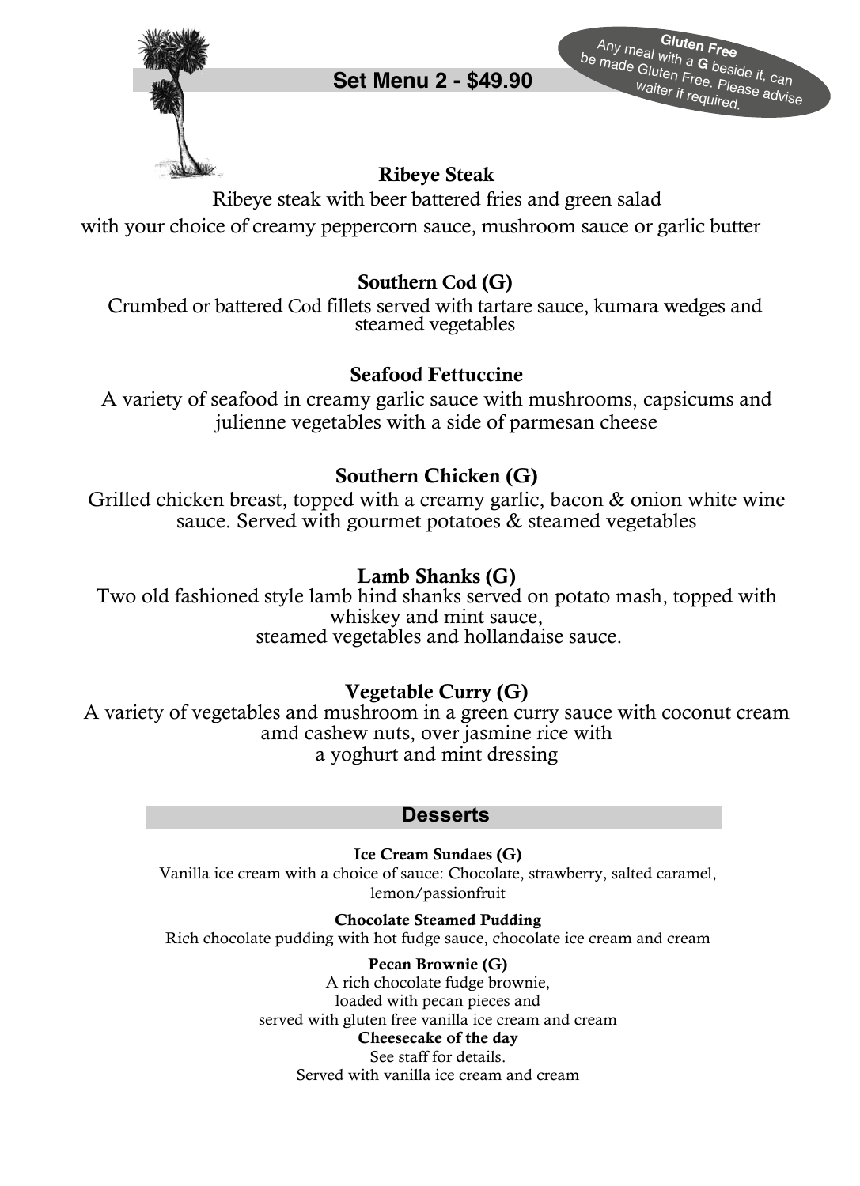**Gluten Free**
Any meal with a **G** beside it, can be made Gluten Free. Please advise waiter if required.

## Set Menu 2 - $49.90

### Ribeye Steak

Ribeye steak with beer battered fries and green salad
with your choice of creamy peppercorn sauce, mushroom sauce or garlic butter

### Southern Cod (G)

Crumbed or battered Cod fillets served with tartare sauce, kumara wedges and steamed vegetables

### Seafood Fettuccine

A variety of seafood in creamy garlic sauce with mushrooms, capsicums and julienne vegetables with a side of parmesan cheese

### Southern Chicken (G)

Grilled chicken breast, topped with a creamy garlic, bacon & onion white wine sauce. Served with gourmet potatoes & steamed vegetables

### Lamb Shanks (G)

Two old fashioned style lamb hind shanks served on potato mash, topped with whiskey and mint sauce,
steamed vegetables and hollandaise sauce.

### Vegetable Curry (G)

A variety of vegetables and mushroom in a green curry sauce with coconut cream amd cashew nuts, over jasmine rice with
a yoghurt and mint dressing

## Desserts

**Ice Cream Sundaes (G)**
Vanilla ice cream with a choice of sauce: Chocolate, strawberry, salted caramel, lemon/passionfruit

**Chocolate Steamed Pudding**
Rich chocolate pudding with hot fudge sauce, chocolate ice cream and cream

**Pecan Brownie (G)**
A rich chocolate fudge brownie,
loaded with pecan pieces and
served with gluten free vanilla ice cream and cream

**Cheesecake of the day**
See staff for details.
Served with vanilla ice cream and cream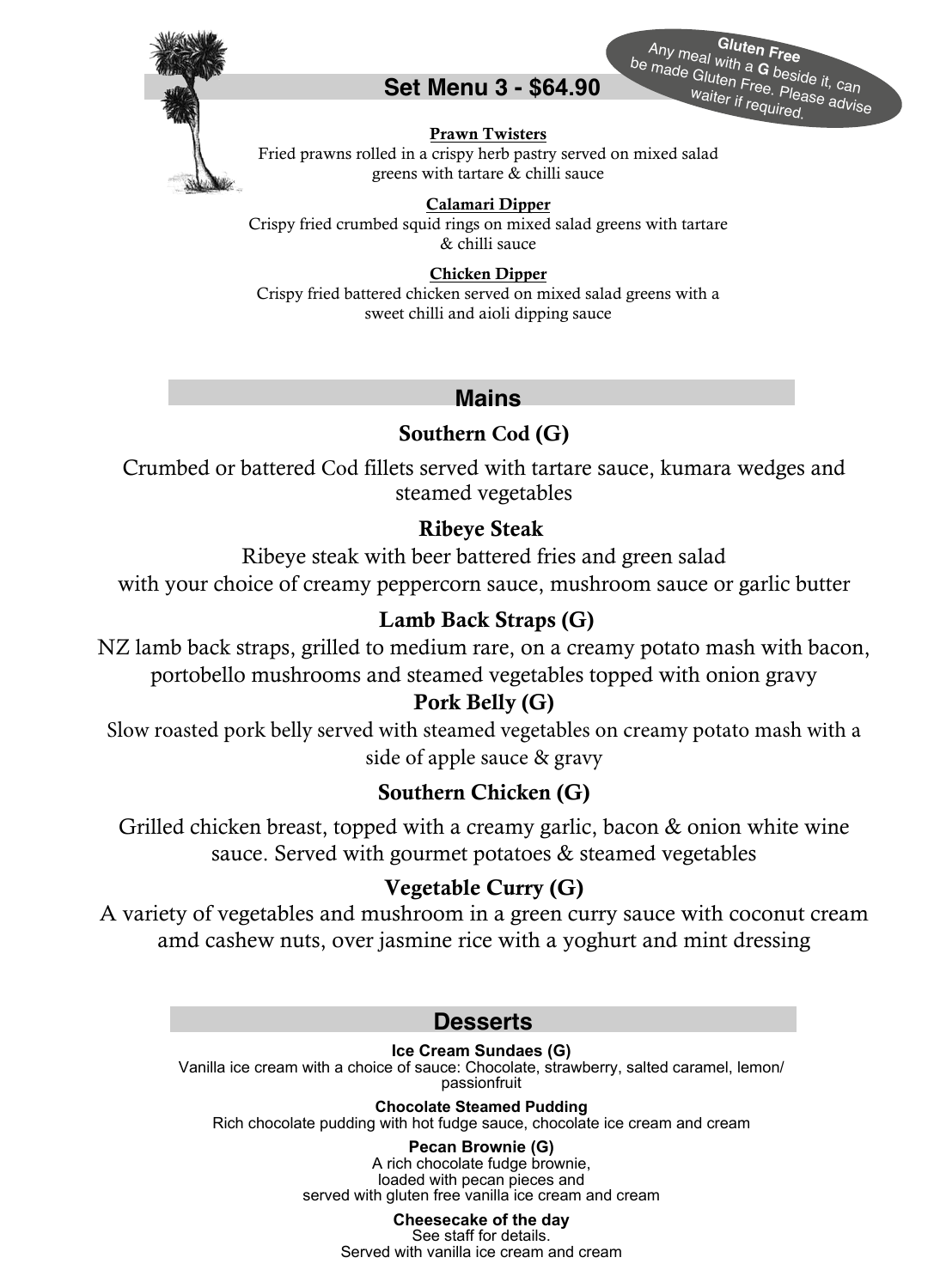## Set Menu 3 - $64.90

**Gluten Free**
Any meal with a **G** beside it, can be made Gluten Free. Please advise waiter if required.

**Prawn Twisters**
Fried prawns rolled in a crispy herb pastry served on mixed salad greens with tartare & chilli sauce

**Calamari Dipper**
Crispy fried crumbed squid rings on mixed salad greens with tartare & chilli sauce

**Chicken Dipper**
Crispy fried battered chicken served on mixed salad greens with a sweet chilli and aioli dipping sauce

## Mains

### Southern Cod (G)

Crumbed or battered Cod fillets served with tartare sauce, kumara wedges and steamed vegetables

### Ribeye Steak

Ribeye steak with beer battered fries and green salad
with your choice of creamy peppercorn sauce, mushroom sauce or garlic butter

### Lamb Back Straps (G)

NZ lamb back straps, grilled to medium rare, on a creamy potato mash with bacon, portobello mushrooms and steamed vegetables topped with onion gravy

### Pork Belly (G)

Slow roasted pork belly served with steamed vegetables on creamy potato mash with a side of apple sauce & gravy

### Southern Chicken (G)

Grilled chicken breast, topped with a creamy garlic, bacon & onion white wine sauce. Served with gourmet potatoes & steamed vegetables

### Vegetable Curry (G)

A variety of vegetables and mushroom in a green curry sauce with coconut cream amd cashew nuts, over jasmine rice with a yoghurt and mint dressing

## Desserts

**Ice Cream Sundaes (G)**
Vanilla ice cream with a choice of sauce: Chocolate, strawberry, salted caramel, lemon/ passionfruit

**Chocolate Steamed Pudding**
Rich chocolate pudding with hot fudge sauce, chocolate ice cream and cream

**Pecan Brownie (G)**
A rich chocolate fudge brownie,
loaded with pecan pieces and
served with gluten free vanilla ice cream and cream

**Cheesecake of the day**
See staff for details.
Served with vanilla ice cream and cream